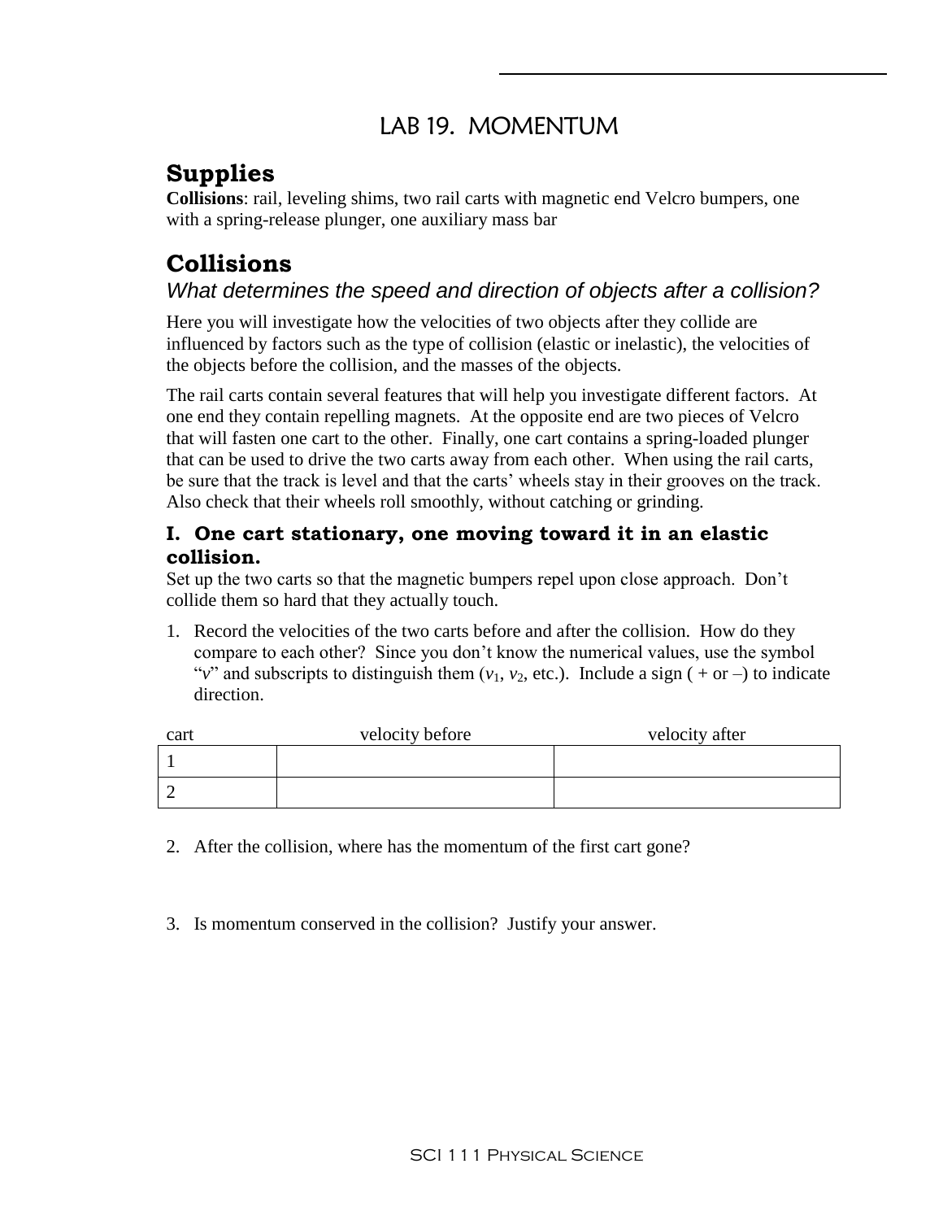# LAB 19. MOMENTUM

## Supplies

**Collisions**: rail, leveling shims, two rail carts with magnetic end Velcro bumpers, one with a spring-release plunger, one auxiliary mass bar

## Collisions

*What determines the speed and direction of objects after a collision?*

Here you will investigate how the velocities of two objects after they collide are influenced by factors such as the type of collision (elastic or inelastic), the velocities of the objects before the collision, and the masses of the objects.

The rail carts contain several features that will help you investigate different factors. At one end they contain repelling magnets. At the opposite end are two pieces of Velcro that will fasten one cart to the other. Finally, one cart contains a spring-loaded plunger that can be used to drive the two carts away from each other. When using the rail carts, be sure that the track is level and that the carts' wheels stay in their grooves on the track. Also check that their wheels roll smoothly, without catching or grinding.

### I. One cart stationary, one moving toward it in an elastic collision.

Set up the two carts so that the magnetic bumpers repel upon close approach. Don't collide them so hard that they actually touch.

1. Record the velocities of the two carts before and after the collision. How do they compare to each other? Since you don't know the numerical values, use the symbol "$v$" and subscripts to distinguish them ($v_1$, $v_2$, etc.). Include a sign ( + or – ) to indicate direction.

| cart | velocity before | velocity after |
|---|---|---|
| 1 | | |
| 2 | | |

2. After the collision, where has the momentum of the first cart gone?

3. Is momentum conserved in the collision? Justify your answer.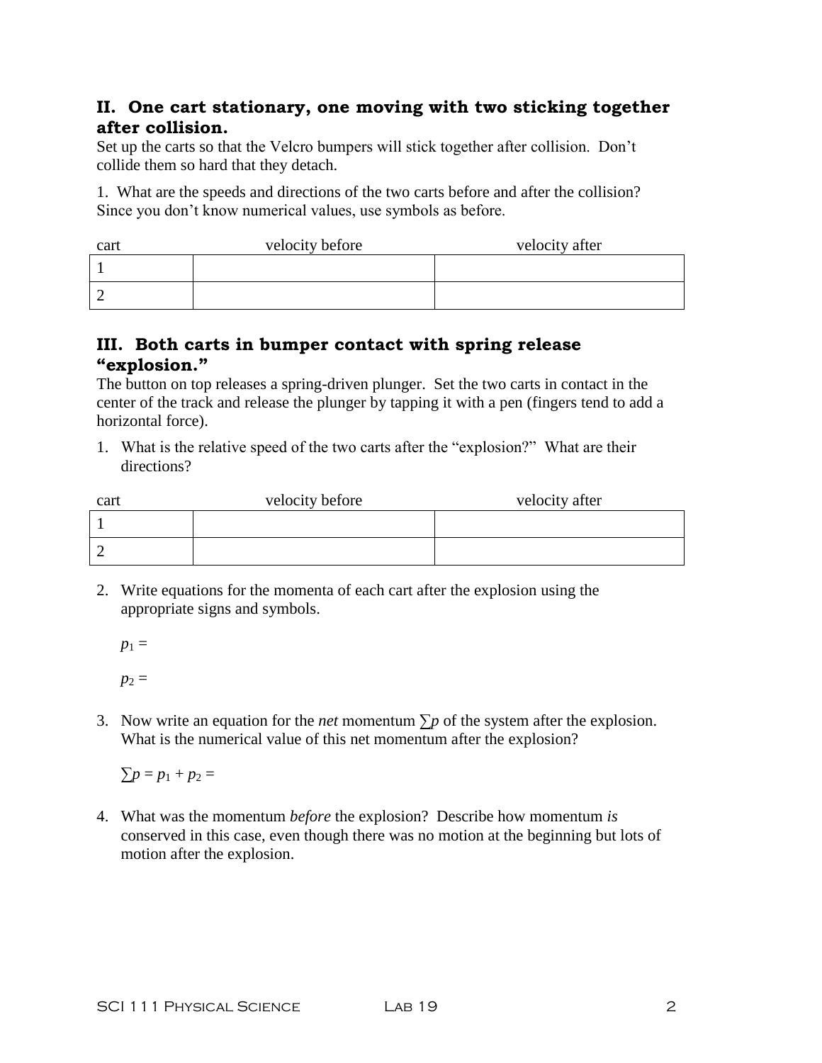## II. One cart stationary, one moving with two sticking together after collision.

Set up the carts so that the Velcro bumpers will stick together after collision. Don't collide them so hard that they detach.

1. What are the speeds and directions of the two carts before and after the collision? Since you don't know numerical values, use symbols as before.

| cart | velocity before | velocity after |
|---|---|---|
| 1 | | |
| 2 | | |

## III. Both carts in bumper contact with spring release "explosion."

The button on top releases a spring-driven plunger. Set the two carts in contact in the center of the track and release the plunger by tapping it with a pen (fingers tend to add a horizontal force).

1. What is the relative speed of the two carts after the "explosion?" What are their directions?

| cart | velocity before | velocity after |
|---|---|---|
| 1 | | |
| 2 | | |

2. Write equations for the momenta of each cart after the explosion using the appropriate signs and symbols.

   $p_1 =$

   $p_2 =$

3. Now write an equation for the *net* momentum $\sum p$ of the system after the explosion. What is the numerical value of this net momentum after the explosion?

   $\sum p = p_1 + p_2 =$

4. What was the momentum *before* the explosion? Describe how momentum *is* conserved in this case, even though there was no motion at the beginning but lots of motion after the explosion.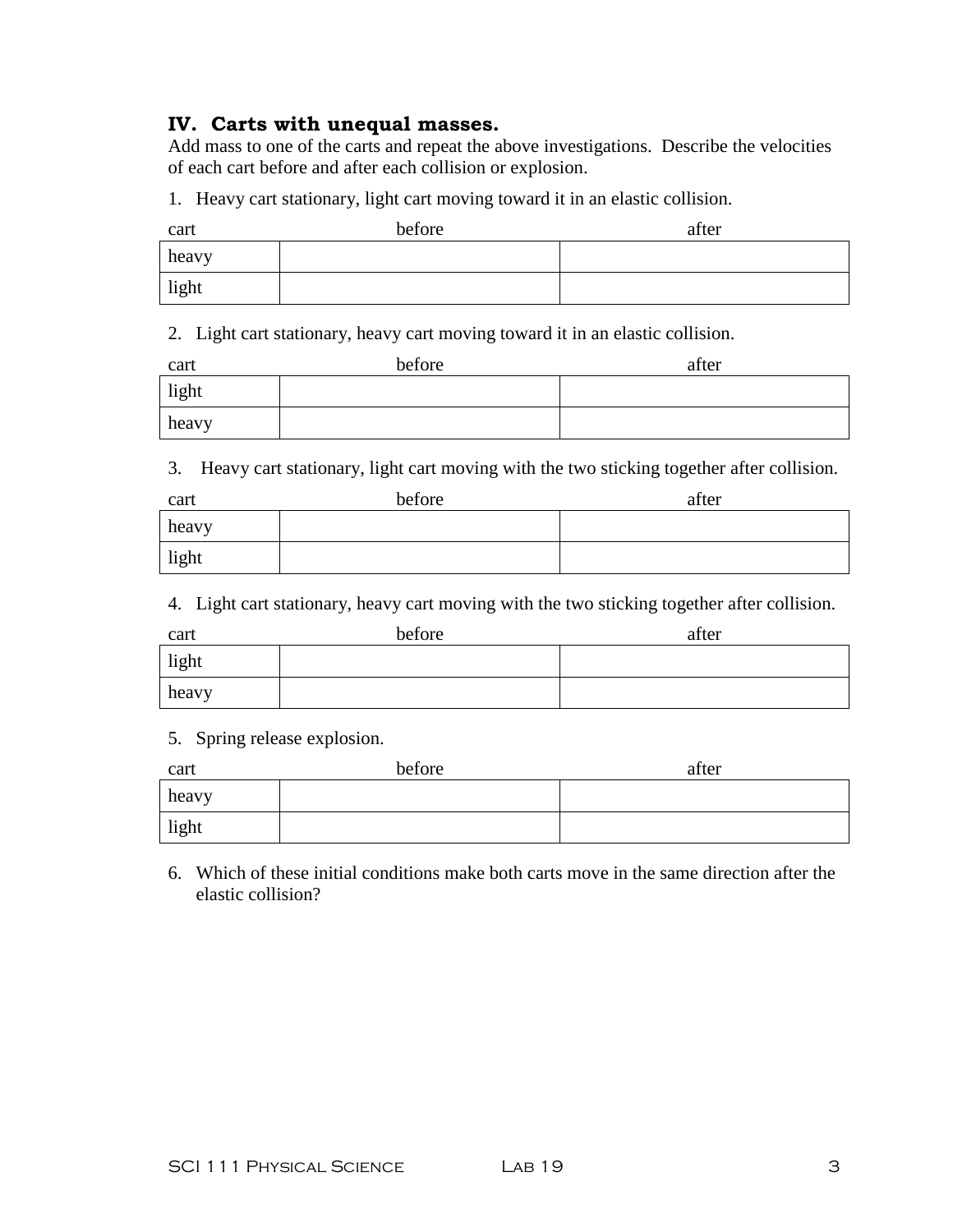### IV. Carts with unequal masses.

Add mass to one of the carts and repeat the above investigations. Describe the velocities of each cart before and after each collision or explosion.

1. Heavy cart stationary, light cart moving toward it in an elastic collision.

| cart | before | after |
|---|---|---|
| heavy | | |
| light | | |

2. Light cart stationary, heavy cart moving toward it in an elastic collision.

| cart | before | after |
|---|---|---|
| light | | |
| heavy | | |

3. Heavy cart stationary, light cart moving with the two sticking together after collision.

| cart | before | after |
|---|---|---|
| heavy | | |
| light | | |

4. Light cart stationary, heavy cart moving with the two sticking together after collision.

| cart | before | after |
|---|---|---|
| light | | |
| heavy | | |

5. Spring release explosion.

| cart | before | after |
|---|---|---|
| heavy | | |
| light | | |

6. Which of these initial conditions make both carts move in the same direction after the elastic collision?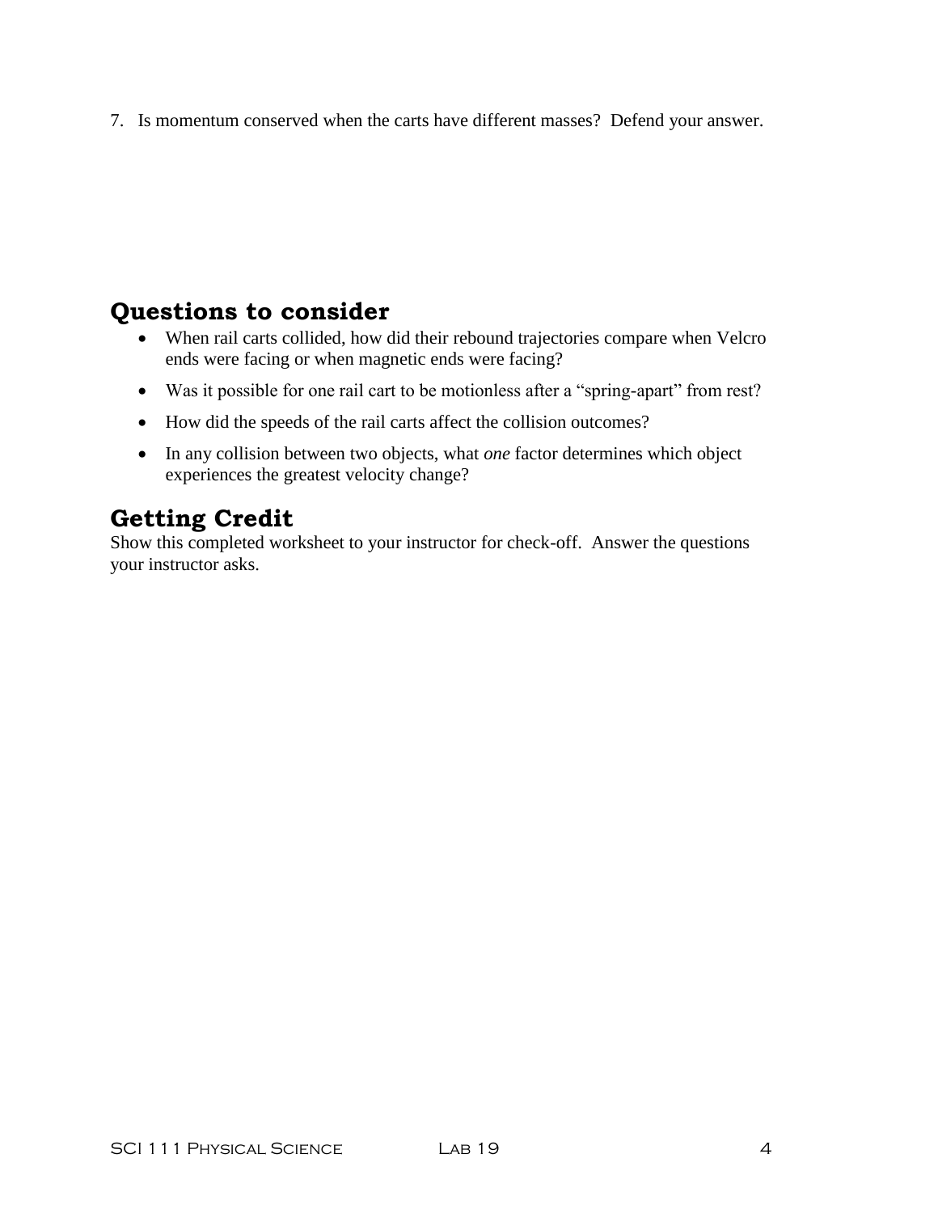7. Is momentum conserved when the carts have different masses? Defend your answer.

## Questions to consider

- When rail carts collided, how did their rebound trajectories compare when Velcro ends were facing or when magnetic ends were facing?
- Was it possible for one rail cart to be motionless after a "spring-apart" from rest?
- How did the speeds of the rail carts affect the collision outcomes?
- In any collision between two objects, what *one* factor determines which object experiences the greatest velocity change?

## Getting Credit

Show this completed worksheet to your instructor for check-off. Answer the questions your instructor asks.